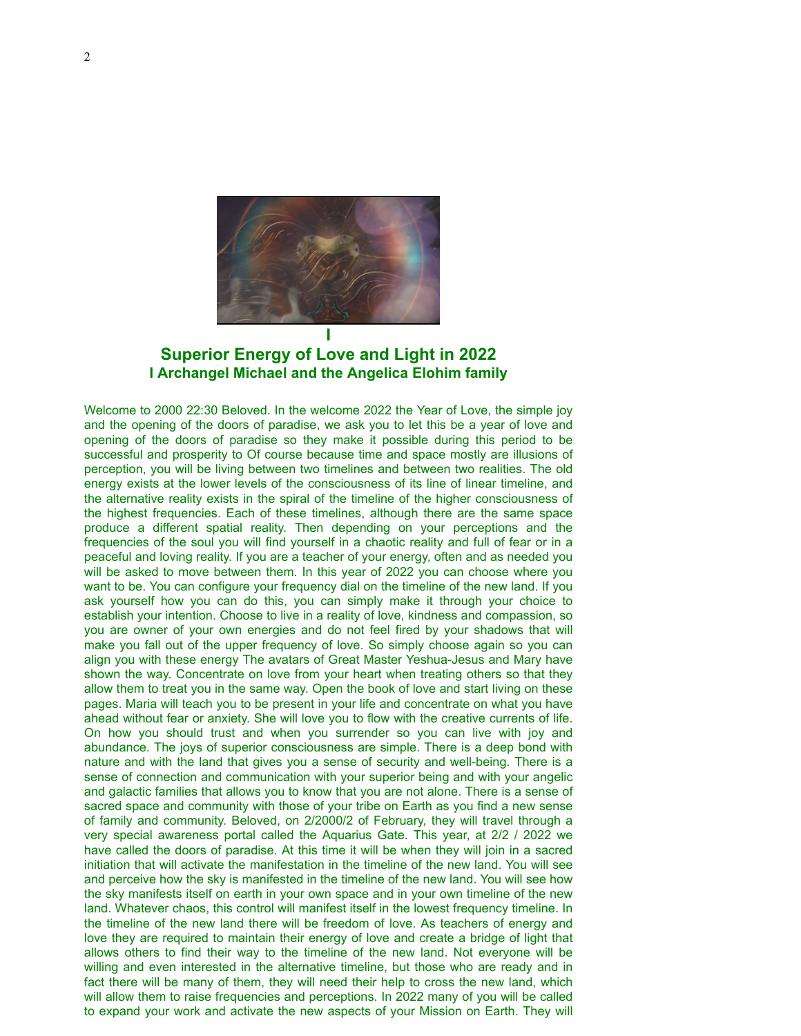# I

## Superior Energy of Love and Light in 2022

### I Archangel Michael and the Angelica Elohim family

Welcome to 2000 22:30 Beloved. In the welcome 2022 the Year of Love, the simple joy and the opening of the doors of paradise, we ask you to let this be a year of love and opening of the doors of paradise so they make it possible during this period to be successful and prosperity to Of course because time and space mostly are illusions of perception, you will be living between two timelines and between two realities. The old energy exists at the lower levels of the consciousness of its line of linear timeline, and the alternative reality exists in the spiral of the timeline of the higher consciousness of the highest frequencies. Each of these timelines, although there are the same space produce a different spatial reality. Then depending on your perceptions and the frequencies of the soul you will find yourself in a chaotic reality and full of fear or in a peaceful and loving reality. If you are a teacher of your energy, often and as needed you will be asked to move between them. In this year of 2022 you can choose where you want to be. You can configure your frequency dial on the timeline of the new land. If you ask yourself how you can do this, you can simply make it through your choice to establish your intention. Choose to live in a reality of love, kindness and compassion, so you are owner of your own energies and do not feel fired by your shadows that will make you fall out of the upper frequency of love. So simply choose again so you can align you with these energy The avatars of Great Master Yeshua-Jesus and Mary have shown the way. Concentrate on love from your heart when treating others so that they allow them to treat you in the same way. Open the book of love and start living on these pages. Maria will teach you to be present in your life and concentrate on what you have ahead without fear or anxiety. She will love you to flow with the creative currents of life. On how you should trust and when you surrender so you can live with joy and abundance. The joys of superior consciousness are simple. There is a deep bond with nature and with the land that gives you a sense of security and well-being. There is a sense of connection and communication with your superior being and with your angelic and galactic families that allows you to know that you are not alone. There is a sense of sacred space and community with those of your tribe on Earth as you find a new sense of family and community. Beloved, on 2/2000/2 of February, they will travel through a very special awareness portal called the Aquarius Gate. This year, at 2/2 / 2022 we have called the doors of paradise. At this time it will be when they will join in a sacred initiation that will activate the manifestation in the timeline of the new land. You will see and perceive how the sky is manifested in the timeline of the new land. You will see how the sky manifests itself on earth in your own space and in your own timeline of the new land. Whatever chaos, this control will manifest itself in the lowest frequency timeline. In the timeline of the new land there will be freedom of love. As teachers of energy and love they are required to maintain their energy of love and create a bridge of light that allows others to find their way to the timeline of the new land. Not everyone will be willing and even interested in the alternative timeline, but those who are ready and in fact there will be many of them, they will need their help to cross the new land, which will allow them to raise frequencies and perceptions. In 2022 many of you will be called to expand your work and activate the new aspects of your Mission on Earth. They will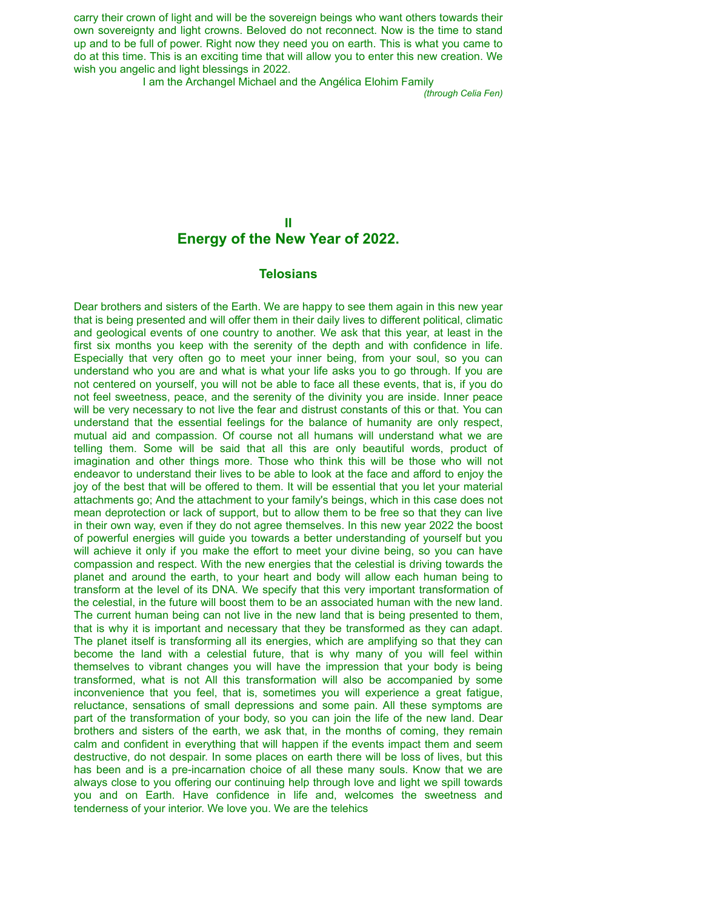carry their crown of light and will be the sovereign beings who want others towards their own sovereignty and light crowns. Beloved do not reconnect. Now is the time to stand up and to be full of power. Right now they need you on earth. This is what you came to do at this time. This is an exciting time that will allow you to enter this new creation. We wish you angelic and light blessings in 2022.

I am the Archangel Michael and the Angélica Elohim Family

*(through Celia Fen)*

## II
## Energy of the New Year of 2022.

### Telosians

Dear brothers and sisters of the Earth. We are happy to see them again in this new year that is being presented and will offer them in their daily lives to different political, climatic and geological events of one country to another. We ask that this year, at least in the first six months you keep with the serenity of the depth and with confidence in life. Especially that very often go to meet your inner being, from your soul, so you can understand who you are and what is what your life asks you to go through. If you are not centered on yourself, you will not be able to face all these events, that is, if you do not feel sweetness, peace, and the serenity of the divinity you are inside. Inner peace will be very necessary to not live the fear and distrust constants of this or that. You can understand that the essential feelings for the balance of humanity are only respect, mutual aid and compassion. Of course not all humans will understand what we are telling them. Some will be said that all this are only beautiful words, product of imagination and other things more. Those who think this will be those who will not endeavor to understand their lives to be able to look at the face and afford to enjoy the joy of the best that will be offered to them. It will be essential that you let your material attachments go; And the attachment to your family's beings, which in this case does not mean deprotection or lack of support, but to allow them to be free so that they can live in their own way, even if they do not agree themselves. In this new year 2022 the boost of powerful energies will guide you towards a better understanding of yourself but you will achieve it only if you make the effort to meet your divine being, so you can have compassion and respect. With the new energies that the celestial is driving towards the planet and around the earth, to your heart and body will allow each human being to transform at the level of its DNA. We specify that this very important transformation of the celestial, in the future will boost them to be an associated human with the new land. The current human being can not live in the new land that is being presented to them, that is why it is important and necessary that they be transformed as they can adapt. The planet itself is transforming all its energies, which are amplifying so that they can become the land with a celestial future, that is why many of you will feel within themselves to vibrant changes you will have the impression that your body is being transformed, what is not All this transformation will also be accompanied by some inconvenience that you feel, that is, sometimes you will experience a great fatigue, reluctance, sensations of small depressions and some pain. All these symptoms are part of the transformation of your body, so you can join the life of the new land. Dear brothers and sisters of the earth, we ask that, in the months of coming, they remain calm and confident in everything that will happen if the events impact them and seem destructive, do not despair. In some places on earth there will be loss of lives, but this has been and is a pre-incarnation choice of all these many souls. Know that we are always close to you offering our continuing help through love and light we spill towards you and on Earth. Have confidence in life and, welcomes the sweetness and tenderness of your interior. We love you. We are the telehics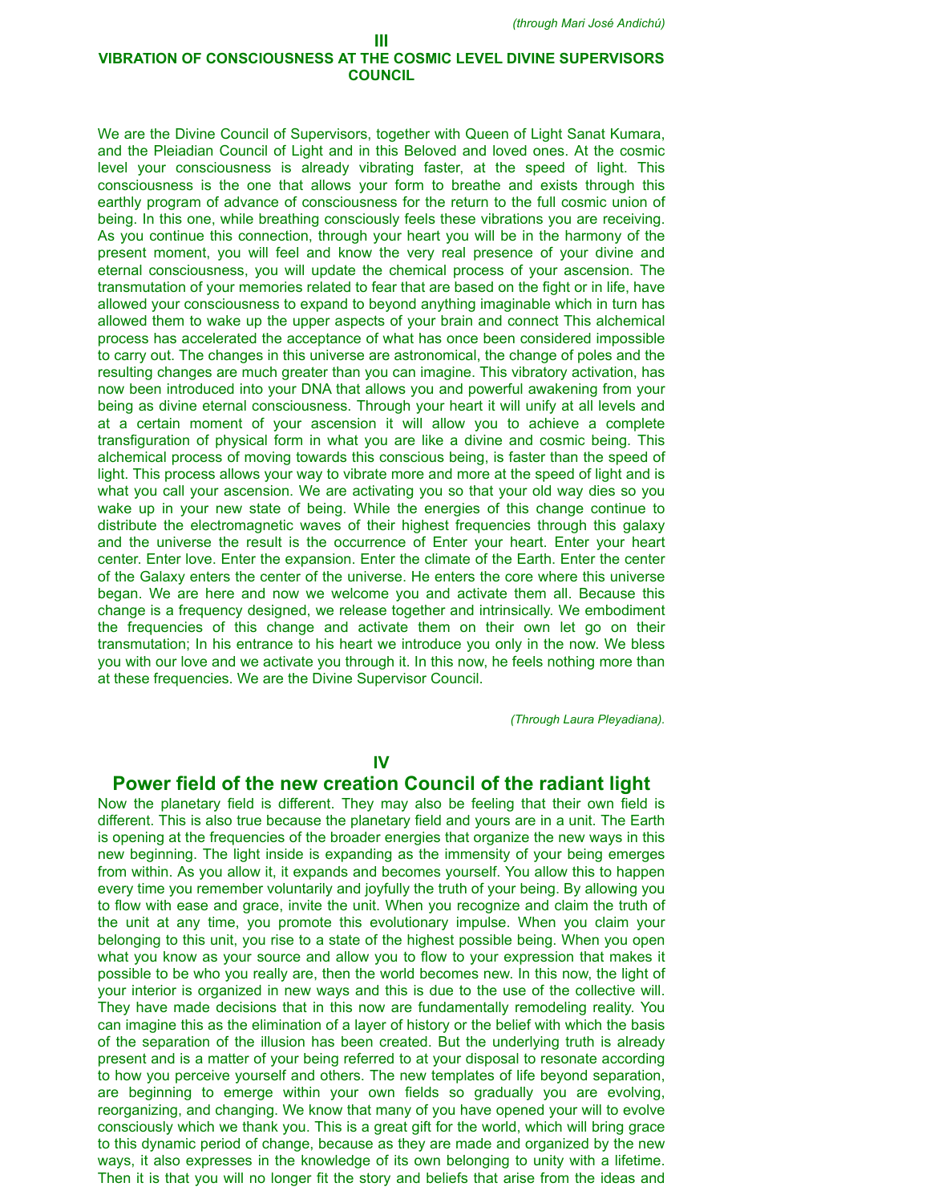*(through Mari José Andichú)*

## III

## VIBRATION OF CONSCIOUSNESS AT THE COSMIC LEVEL DIVINE SUPERVISORS COUNCIL

We are the Divine Council of Supervisors, together with Queen of Light Sanat Kumara, and the Pleiadian Council of Light and in this Beloved and loved ones. At the cosmic level your consciousness is already vibrating faster, at the speed of light. This consciousness is the one that allows your form to breathe and exists through this earthly program of advance of consciousness for the return to the full cosmic union of being. In this one, while breathing consciously feels these vibrations you are receiving. As you continue this connection, through your heart you will be in the harmony of the present moment, you will feel and know the very real presence of your divine and eternal consciousness, you will update the chemical process of your ascension. The transmutation of your memories related to fear that are based on the fight or in life, have allowed your consciousness to expand to beyond anything imaginable which in turn has allowed them to wake up the upper aspects of your brain and connect This alchemical process has accelerated the acceptance of what has once been considered impossible to carry out. The changes in this universe are astronomical, the change of poles and the resulting changes are much greater than you can imagine. This vibratory activation, has now been introduced into your DNA that allows you and powerful awakening from your being as divine eternal consciousness. Through your heart it will unify at all levels and at a certain moment of your ascension it will allow you to achieve a complete transfiguration of physical form in what you are like a divine and cosmic being. This alchemical process of moving towards this conscious being, is faster than the speed of light. This process allows your way to vibrate more and more at the speed of light and is what you call your ascension. We are activating you so that your old way dies so you wake up in your new state of being. While the energies of this change continue to distribute the electromagnetic waves of their highest frequencies through this galaxy and the universe the result is the occurrence of Enter your heart. Enter your heart center. Enter love. Enter the expansion. Enter the climate of the Earth. Enter the center of the Galaxy enters the center of the universe. He enters the core where this universe began. We are here and now we welcome you and activate them all. Because this change is a frequency designed, we release together and intrinsically. We embodiment the frequencies of this change and activate them on their own let go on their transmutation; In his entrance to his heart we introduce you only in the now. We bless you with our love and we activate you through it. In this now, he feels nothing more than at these frequencies. We are the Divine Supervisor Council.

*(Through Laura Pleyadiana).*

## IV

## Power field of the new creation Council of the radiant light

Now the planetary field is different. They may also be feeling that their own field is different. This is also true because the planetary field and yours are in a unit. The Earth is opening at the frequencies of the broader energies that organize the new ways in this new beginning. The light inside is expanding as the immensity of your being emerges from within. As you allow it, it expands and becomes yourself. You allow this to happen every time you remember voluntarily and joyfully the truth of your being. By allowing you to flow with ease and grace, invite the unit. When you recognize and claim the truth of the unit at any time, you promote this evolutionary impulse. When you claim your belonging to this unit, you rise to a state of the highest possible being. When you open what you know as your source and allow you to flow to your expression that makes it possible to be who you really are, then the world becomes new. In this now, the light of your interior is organized in new ways and this is due to the use of the collective will. They have made decisions that in this now are fundamentally remodeling reality. You can imagine this as the elimination of a layer of history or the belief with which the basis of the separation of the illusion has been created. But the underlying truth is already present and is a matter of your being referred to at your disposal to resonate according to how you perceive yourself and others. The new templates of life beyond separation, are beginning to emerge within your own fields so gradually you are evolving, reorganizing, and changing. We know that many of you have opened your will to evolve consciously which we thank you. This is a great gift for the world, which will bring grace to this dynamic period of change, because as they are made and organized by the new ways, it also expresses in the knowledge of its own belonging to unity with a lifetime. Then it is that you will no longer fit the story and beliefs that arise from the ideas and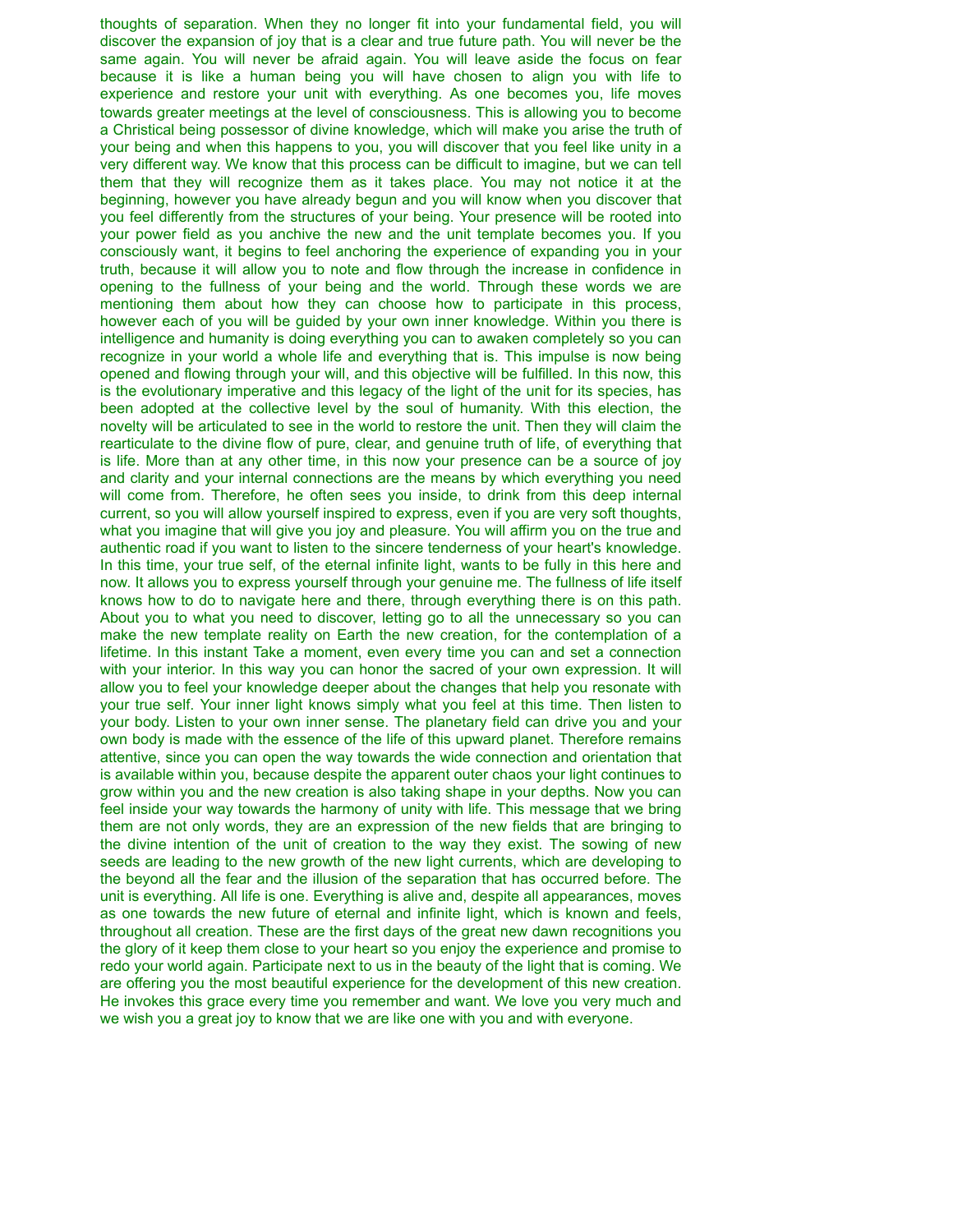thoughts of separation. When they no longer fit into your fundamental field, you will discover the expansion of joy that is a clear and true future path. You will never be the same again. You will never be afraid again. You will leave aside the focus on fear because it is like a human being you will have chosen to align you with life to experience and restore your unit with everything. As one becomes you, life moves towards greater meetings at the level of consciousness. This is allowing you to become a Christical being possessor of divine knowledge, which will make you arise the truth of your being and when this happens to you, you will discover that you feel like unity in a very different way. We know that this process can be difficult to imagine, but we can tell them that they will recognize them as it takes place. You may not notice it at the beginning, however you have already begun and you will know when you discover that you feel differently from the structures of your being. Your presence will be rooted into your power field as you anchive the new and the unit template becomes you. If you consciously want, it begins to feel anchoring the experience of expanding you in your truth, because it will allow you to note and flow through the increase in confidence in opening to the fullness of your being and the world. Through these words we are mentioning them about how they can choose how to participate in this process, however each of you will be guided by your own inner knowledge. Within you there is intelligence and humanity is doing everything you can to awaken completely so you can recognize in your world a whole life and everything that is. This impulse is now being opened and flowing through your will, and this objective will be fulfilled. In this now, this is the evolutionary imperative and this legacy of the light of the unit for its species, has been adopted at the collective level by the soul of humanity. With this election, the novelty will be articulated to see in the world to restore the unit. Then they will claim the rearticulate to the divine flow of pure, clear, and genuine truth of life, of everything that is life. More than at any other time, in this now your presence can be a source of joy and clarity and your internal connections are the means by which everything you need will come from. Therefore, he often sees you inside, to drink from this deep internal current, so you will allow yourself inspired to express, even if you are very soft thoughts, what you imagine that will give you joy and pleasure. You will affirm you on the true and authentic road if you want to listen to the sincere tenderness of your heart's knowledge. In this time, your true self, of the eternal infinite light, wants to be fully in this here and now. It allows you to express yourself through your genuine me. The fullness of life itself knows how to do to navigate here and there, through everything there is on this path. About you to what you need to discover, letting go to all the unnecessary so you can make the new template reality on Earth the new creation, for the contemplation of a lifetime. In this instant Take a moment, even every time you can and set a connection with your interior. In this way you can honor the sacred of your own expression. It will allow you to feel your knowledge deeper about the changes that help you resonate with your true self. Your inner light knows simply what you feel at this time. Then listen to your body. Listen to your own inner sense. The planetary field can drive you and your own body is made with the essence of the life of this upward planet. Therefore remains attentive, since you can open the way towards the wide connection and orientation that is available within you, because despite the apparent outer chaos your light continues to grow within you and the new creation is also taking shape in your depths. Now you can feel inside your way towards the harmony of unity with life. This message that we bring them are not only words, they are an expression of the new fields that are bringing to the divine intention of the unit of creation to the way they exist. The sowing of new seeds are leading to the new growth of the new light currents, which are developing to the beyond all the fear and the illusion of the separation that has occurred before. The unit is everything. All life is one. Everything is alive and, despite all appearances, moves as one towards the new future of eternal and infinite light, which is known and feels, throughout all creation. These are the first days of the great new dawn recognitions you the glory of it keep them close to your heart so you enjoy the experience and promise to redo your world again. Participate next to us in the beauty of the light that is coming. We are offering you the most beautiful experience for the development of this new creation. He invokes this grace every time you remember and want. We love you very much and we wish you a great joy to know that we are like one with you and with everyone.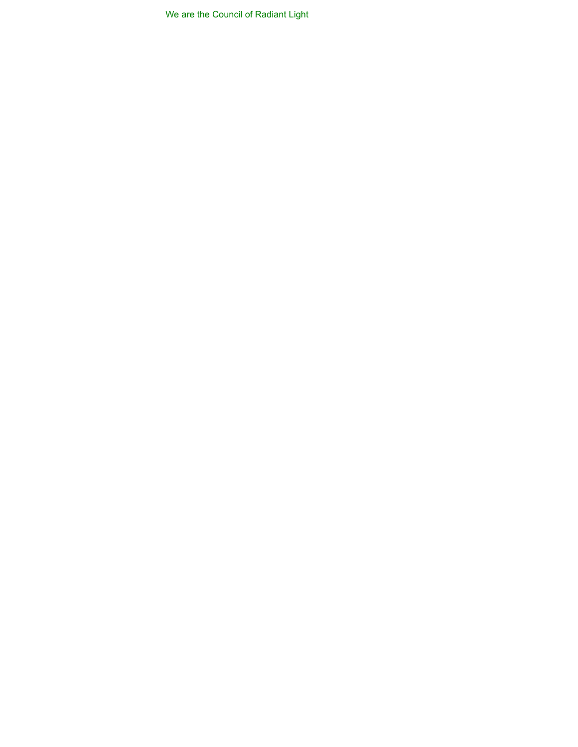We are the Council of Radiant Light